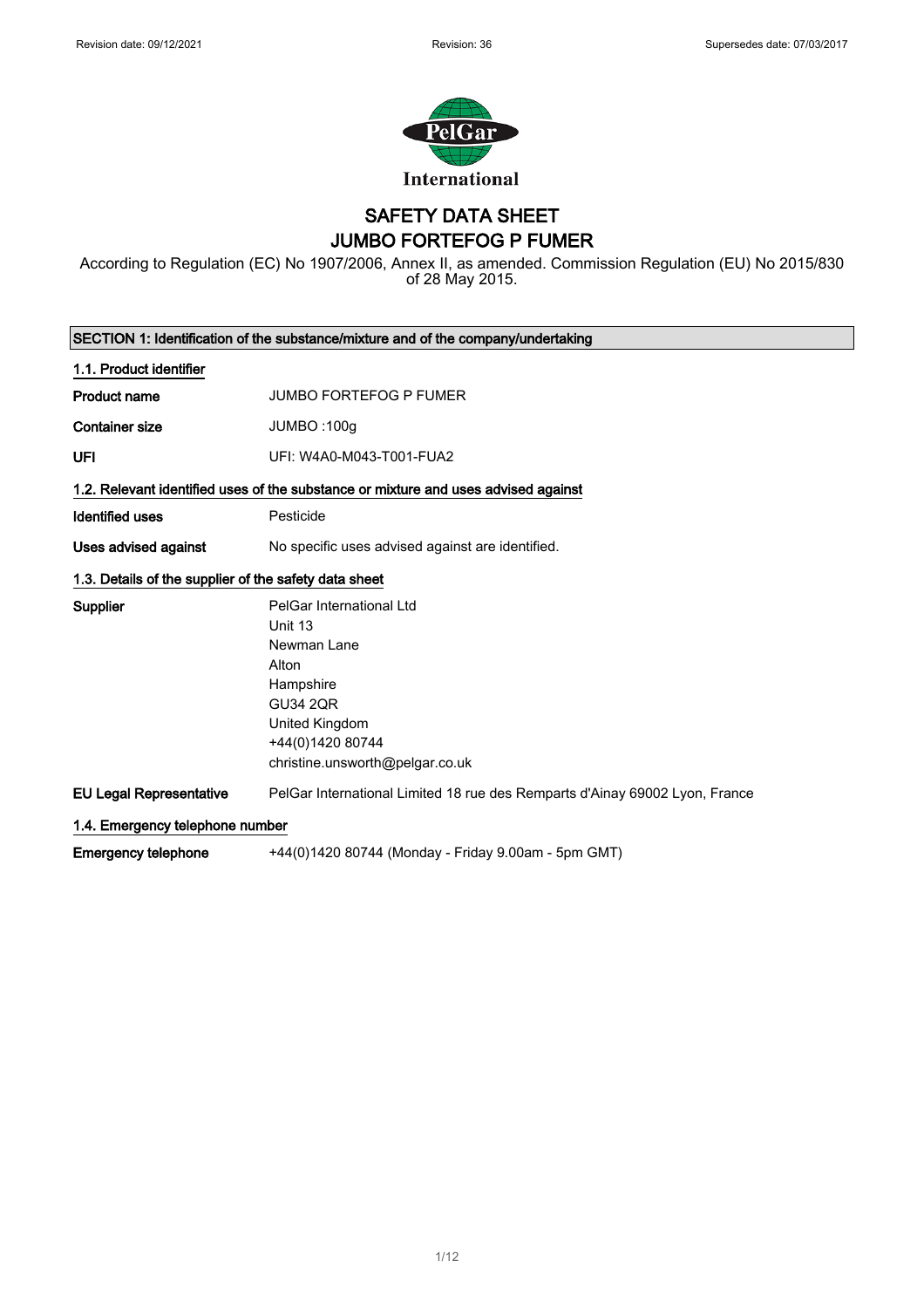Revision date: 09/12/2021 | Revision: 36 | Supersedes date: 07/03/2017

PelGar International

# SAFETY DATA SHEET
# JUMBO FORTEFOG P FUMER

According to Regulation (EC) No 1907/2006, Annex II, as amended. Commission Regulation (EU) No 2015/830 of 28 May 2015.

## SECTION 1: Identification of the substance/mixture and of the company/undertaking

### 1.1. Product identifier

**Product name** JUMBO FORTEFOG P FUMER

**Container size** JUMBO :100g

**UFI** UFI: W4A0-M043-T001-FUA2

### 1.2. Relevant identified uses of the substance or mixture and uses advised against

**Identified uses** Pesticide

**Uses advised against** No specific uses advised against are identified.

### 1.3. Details of the supplier of the safety data sheet

**Supplier**
PelGar International Ltd
Unit 13
Newman Lane
Alton
Hampshire
GU34 2QR
United Kingdom
+44(0)1420 80744
christine.unsworth@pelgar.co.uk

**EU Legal Representative** PelGar International Limited 18 rue des Remparts d'Ainay 69002 Lyon, France

### 1.4. Emergency telephone number

**Emergency telephone** +44(0)1420 80744 (Monday - Friday 9.00am - 5pm GMT)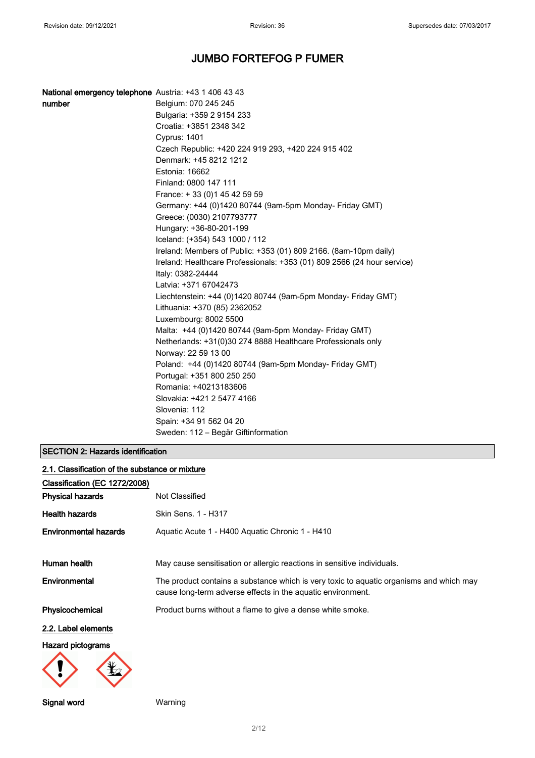# JUMBO FORTEFOG P FUMER

**National emergency telephone number**

Austria: +43 1 406 43 43
Belgium: 070 245 245
Bulgaria: +359 2 9154 233
Croatia: +3851 2348 342
Cyprus: 1401
Czech Republic: +420 224 919 293, +420 224 915 402
Denmark: +45 8212 1212
Estonia: 16662
Finland: 0800 147 111
France: + 33 (0)1 45 42 59 59
Germany: +44 (0)1420 80744 (9am-5pm Monday- Friday GMT)
Greece: (0030) 2107793777
Hungary: +36-80-201-199
Iceland: (+354) 543 1000 / 112
Ireland: Members of Public: +353 (01) 809 2166. (8am-10pm daily)
Ireland: Healthcare Professionals: +353 (01) 809 2566 (24 hour service)
Italy: 0382-24444
Latvia: +371 67042473
Liechtenstein: +44 (0)1420 80744 (9am-5pm Monday- Friday GMT)
Lithuania: +370 (85) 2362052
Luxembourg: 8002 5500
Malta: +44 (0)1420 80744 (9am-5pm Monday- Friday GMT)
Netherlands: +31(0)30 274 8888 Healthcare Professionals only
Norway: 22 59 13 00
Poland: +44 (0)1420 80744 (9am-5pm Monday- Friday GMT)
Portugal: +351 800 250 250
Romania: +40213183606
Slovakia: +421 2 5477 4166
Slovenia: 112
Spain: +34 91 562 04 20
Sweden: 112 – Begär Giftinformation

## SECTION 2: Hazards identification

### 2.1. Classification of the substance or mixture

**Classification (EC 1272/2008)**

**Physical hazards** Not Classified

**Health hazards** Skin Sens. 1 - H317

**Environmental hazards** Aquatic Acute 1 - H400 Aquatic Chronic 1 - H410

**Human health** May cause sensitisation or allergic reactions in sensitive individuals.

**Environmental** The product contains a substance which is very toxic to aquatic organisms and which may cause long-term adverse effects in the aquatic environment.

**Physicochemical** Product burns without a flame to give a dense white smoke.

### 2.2. Label elements

**Hazard pictograms**

**Signal word** Warning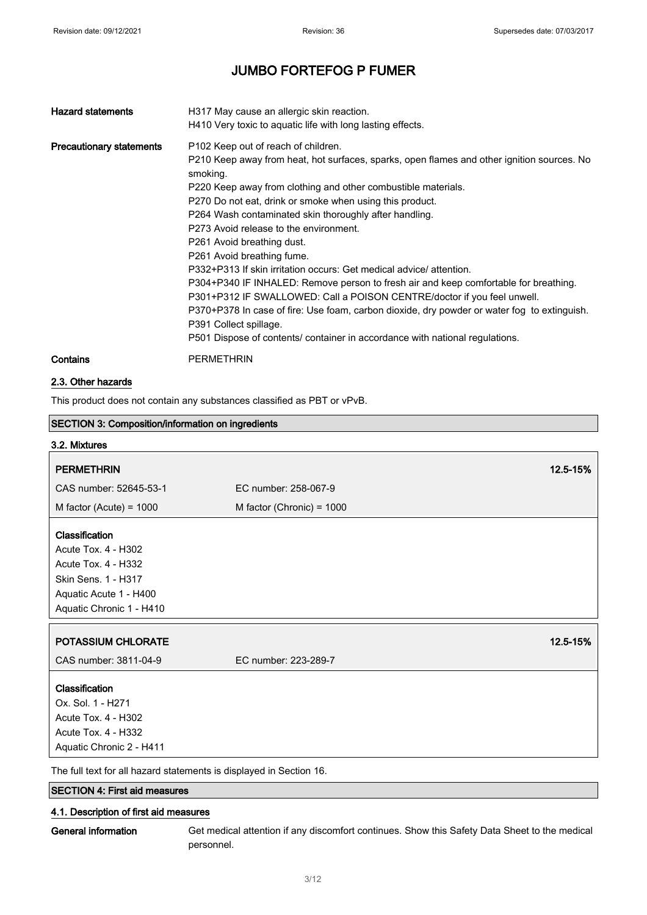| | |
|---|---|
| **Hazard statements** | H317 May cause an allergic skin reaction.<br>H410 Very toxic to aquatic life with long lasting effects. |
| **Precautionary statements** | P102 Keep out of reach of children.<br>P210 Keep away from heat, hot surfaces, sparks, open flames and other ignition sources. No smoking.<br>P220 Keep away from clothing and other combustible materials.<br>P270 Do not eat, drink or smoke when using this product.<br>P264 Wash contaminated skin thoroughly after handling.<br>P273 Avoid release to the environment.<br>P261 Avoid breathing dust.<br>P261 Avoid breathing fume.<br>P332+P313 If skin irritation occurs: Get medical advice/ attention.<br>P304+P340 IF INHALED: Remove person to fresh air and keep comfortable for breathing.<br>P301+P312 IF SWALLOWED: Call a POISON CENTRE/doctor if you feel unwell.<br>P370+P378 In case of fire: Use foam, carbon dioxide, dry powder or water fog to extinguish.<br>P391 Collect spillage.<br>P501 Dispose of contents/ container in accordance with national regulations. |
| **Contains** | PERMETHRIN |

### 2.3. Other hazards

This product does not contain any substances classified as PBT or vPvB.

## SECTION 3: Composition/information on ingredients

### 3.2. Mixtures

| **PERMETHRIN** | | **12.5-15%** |
|---|---|---|
| CAS number: 52645-53-1 | EC number: 258-067-9 | |
| M factor (Acute) = 1000 | M factor (Chronic) = 1000 | |

**Classification**
Acute Tox. 4 - H302
Acute Tox. 4 - H332
Skin Sens. 1 - H317
Aquatic Acute 1 - H400
Aquatic Chronic 1 - H410

| **POTASSIUM CHLORATE** | | **12.5-15%** |
|---|---|---|
| CAS number: 3811-04-9 | EC number: 223-289-7 | |

**Classification**
Ox. Sol. 1 - H271
Acute Tox. 4 - H302
Acute Tox. 4 - H332
Aquatic Chronic 2 - H411

The full text for all hazard statements is displayed in Section 16.

## SECTION 4: First aid measures

### 4.1. Description of first aid measures

**General information** Get medical attention if any discomfort continues. Show this Safety Data Sheet to the medical personnel.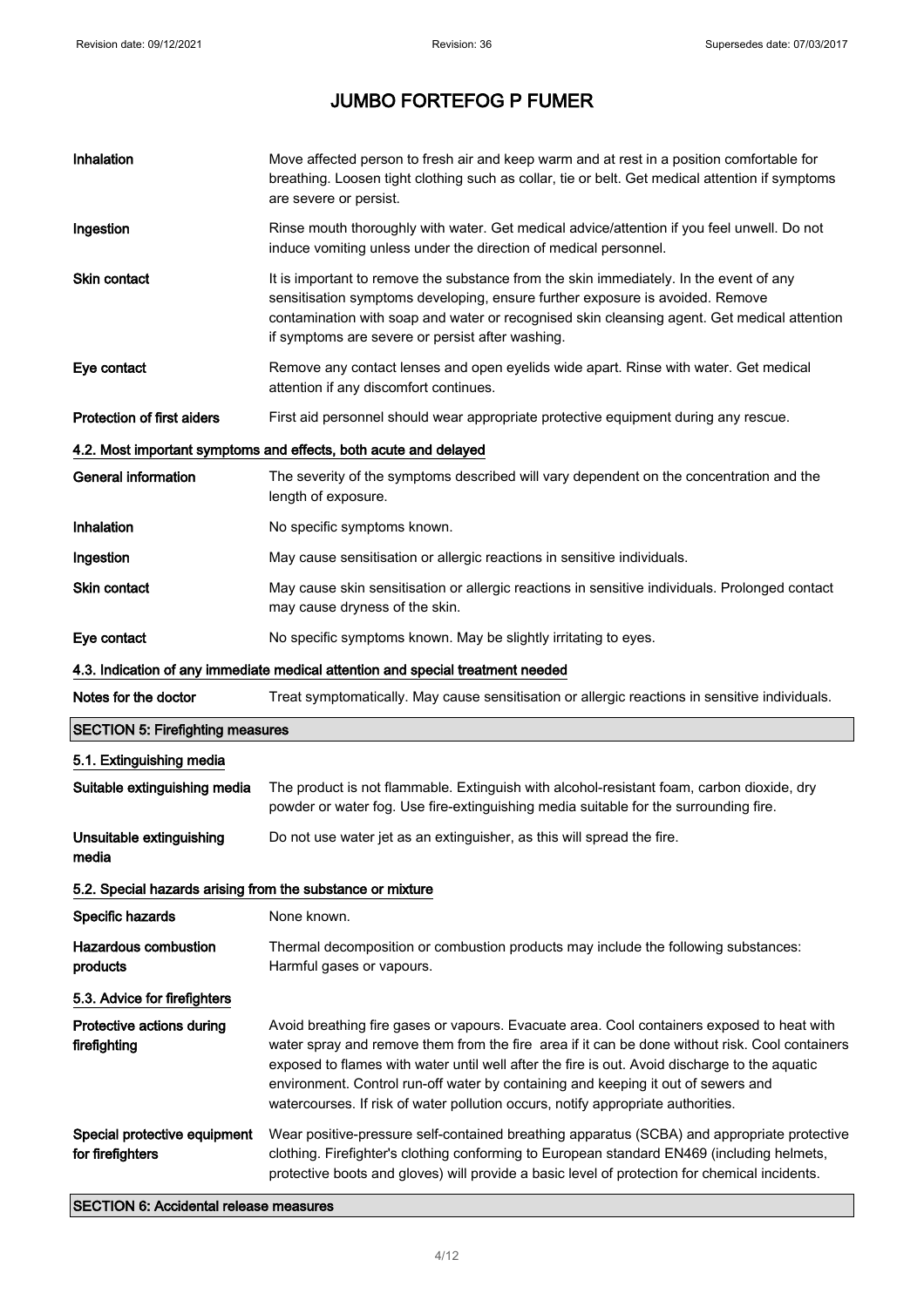# JUMBO FORTEFOG P FUMER

| | |
|---|---|
| **Inhalation** | Move affected person to fresh air and keep warm and at rest in a position comfortable for breathing. Loosen tight clothing such as collar, tie or belt. Get medical attention if symptoms are severe or persist. |
| **Ingestion** | Rinse mouth thoroughly with water. Get medical advice/attention if you feel unwell. Do not induce vomiting unless under the direction of medical personnel. |
| **Skin contact** | It is important to remove the substance from the skin immediately. In the event of any sensitisation symptoms developing, ensure further exposure is avoided. Remove contamination with soap and water or recognised skin cleansing agent. Get medical attention if symptoms are severe or persist after washing. |
| **Eye contact** | Remove any contact lenses and open eyelids wide apart. Rinse with water. Get medical attention if any discomfort continues. |
| **Protection of first aiders** | First aid personnel should wear appropriate protective equipment during any rescue. |

### 4.2. Most important symptoms and effects, both acute and delayed

| | |
|---|---|
| **General information** | The severity of the symptoms described will vary dependent on the concentration and the length of exposure. |
| **Inhalation** | No specific symptoms known. |
| **Ingestion** | May cause sensitisation or allergic reactions in sensitive individuals. |
| **Skin contact** | May cause skin sensitisation or allergic reactions in sensitive individuals. Prolonged contact may cause dryness of the skin. |
| **Eye contact** | No specific symptoms known. May be slightly irritating to eyes. |

### 4.3. Indication of any immediate medical attention and special treatment needed

| | |
|---|---|
| **Notes for the doctor** | Treat symptomatically. May cause sensitisation or allergic reactions in sensitive individuals. |

## SECTION 5: Firefighting measures

### 5.1. Extinguishing media

| | |
|---|---|
| **Suitable extinguishing media** | The product is not flammable. Extinguish with alcohol-resistant foam, carbon dioxide, dry powder or water fog. Use fire-extinguishing media suitable for the surrounding fire. |
| **Unsuitable extinguishing media** | Do not use water jet as an extinguisher, as this will spread the fire. |

### 5.2. Special hazards arising from the substance or mixture

| | |
|---|---|
| **Specific hazards** | None known. |
| **Hazardous combustion products** | Thermal decomposition or combustion products may include the following substances: Harmful gases or vapours. |

### 5.3. Advice for firefighters

| | |
|---|---|
| **Protective actions during firefighting** | Avoid breathing fire gases or vapours. Evacuate area. Cool containers exposed to heat with water spray and remove them from the fire area if it can be done without risk. Cool containers exposed to flames with water until well after the fire is out. Avoid discharge to the aquatic environment. Control run-off water by containing and keeping it out of sewers and watercourses. If risk of water pollution occurs, notify appropriate authorities. |
| **Special protective equipment for firefighters** | Wear positive-pressure self-contained breathing apparatus (SCBA) and appropriate protective clothing. Firefighter's clothing conforming to European standard EN469 (including helmets, protective boots and gloves) will provide a basic level of protection for chemical incidents. |

## SECTION 6: Accidental release measures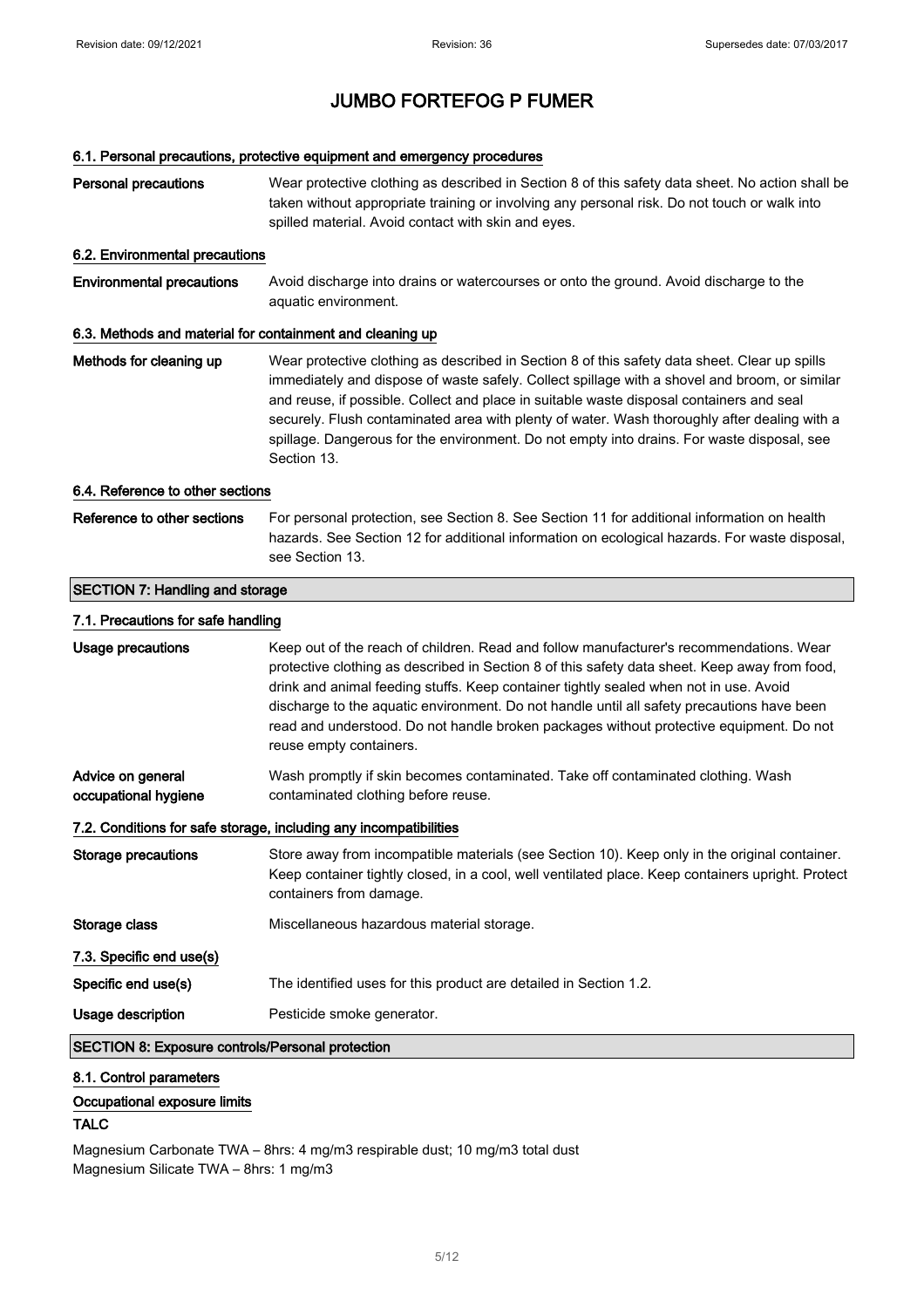# JUMBO FORTEFOG P FUMER

### 6.1. Personal precautions, protective equipment and emergency procedures

**Personal precautions** Wear protective clothing as described in Section 8 of this safety data sheet. No action shall be taken without appropriate training or involving any personal risk. Do not touch or walk into spilled material. Avoid contact with skin and eyes.

### 6.2. Environmental precautions

**Environmental precautions** Avoid discharge into drains or watercourses or onto the ground. Avoid discharge to the aquatic environment.

### 6.3. Methods and material for containment and cleaning up

**Methods for cleaning up** Wear protective clothing as described in Section 8 of this safety data sheet. Clear up spills immediately and dispose of waste safely. Collect spillage with a shovel and broom, or similar and reuse, if possible. Collect and place in suitable waste disposal containers and seal securely. Flush contaminated area with plenty of water. Wash thoroughly after dealing with a spillage. Dangerous for the environment. Do not empty into drains. For waste disposal, see Section 13.

### 6.4. Reference to other sections

**Reference to other sections** For personal protection, see Section 8. See Section 11 for additional information on health hazards. See Section 12 for additional information on ecological hazards. For waste disposal, see Section 13.

## SECTION 7: Handling and storage

### 7.1. Precautions for safe handling

**Usage precautions** Keep out of the reach of children. Read and follow manufacturer's recommendations. Wear protective clothing as described in Section 8 of this safety data sheet. Keep away from food, drink and animal feeding stuffs. Keep container tightly sealed when not in use. Avoid discharge to the aquatic environment. Do not handle until all safety precautions have been read and understood. Do not handle broken packages without protective equipment. Do not reuse empty containers.

**Advice on general occupational hygiene** Wash promptly if skin becomes contaminated. Take off contaminated clothing. Wash contaminated clothing before reuse.

### 7.2. Conditions for safe storage, including any incompatibilities

**Storage precautions** Store away from incompatible materials (see Section 10). Keep only in the original container. Keep container tightly closed, in a cool, well ventilated place. Keep containers upright. Protect containers from damage.

**Storage class** Miscellaneous hazardous material storage.

### 7.3. Specific end use(s)

**Specific end use(s)** The identified uses for this product are detailed in Section 1.2.

**Usage description** Pesticide smoke generator.

## SECTION 8: Exposure controls/Personal protection

### 8.1. Control parameters

**Occupational exposure limits**

**TALC**

Magnesium Carbonate TWA – 8hrs: 4 mg/m3 respirable dust; 10 mg/m3 total dust
Magnesium Silicate TWA – 8hrs: 1 mg/m3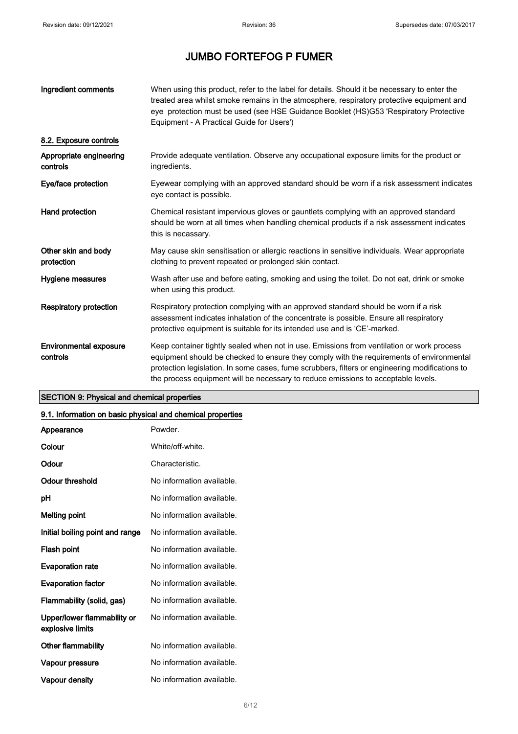# JUMBO FORTEFOG P FUMER

| | |
|---|---|
| **Ingredient comments** | When using this product, refer to the label for details. Should it be necessary to enter the treated area whilst smoke remains in the atmosphere, respiratory protective equipment and eye protection must be used (see HSE Guidance Booklet (HS)G53 'Respiratory Protective Equipment - A Practical Guide for Users') |

### 8.2. Exposure controls

| | |
|---|---|
| **Appropriate engineering controls** | Provide adequate ventilation. Observe any occupational exposure limits for the product or ingredients. |
| **Eye/face protection** | Eyewear complying with an approved standard should be worn if a risk assessment indicates eye contact is possible. |
| **Hand protection** | Chemical resistant impervious gloves or gauntlets complying with an approved standard should be worn at all times when handling chemical products if a risk assessment indicates this is necassary. |
| **Other skin and body protection** | May cause skin sensitisation or allergic reactions in sensitive individuals. Wear appropriate clothing to prevent repeated or prolonged skin contact. |
| **Hygiene measures** | Wash after use and before eating, smoking and using the toilet. Do not eat, drink or smoke when using this product. |
| **Respiratory protection** | Respiratory protection complying with an approved standard should be worn if a risk assessment indicates inhalation of the concentrate is possible. Ensure all respiratory protective equipment is suitable for its intended use and is 'CE'-marked. |
| **Environmental exposure controls** | Keep container tightly sealed when not in use. Emissions from ventilation or work process equipment should be checked to ensure they comply with the requirements of environmental protection legislation. In some cases, fume scrubbers, filters or engineering modifications to the process equipment will be necessary to reduce emissions to acceptable levels. |

## SECTION 9: Physical and chemical properties

### 9.1. Information on basic physical and chemical properties

| | |
|---|---|
| **Appearance** | Powder. |
| **Colour** | White/off-white. |
| **Odour** | Characteristic. |
| **Odour threshold** | No information available. |
| **pH** | No information available. |
| **Melting point** | No information available. |
| **Initial boiling point and range** | No information available. |
| **Flash point** | No information available. |
| **Evaporation rate** | No information available. |
| **Evaporation factor** | No information available. |
| **Flammability (solid, gas)** | No information available. |
| **Upper/lower flammability or explosive limits** | No information available. |
| **Other flammability** | No information available. |
| **Vapour pressure** | No information available. |
| **Vapour density** | No information available. |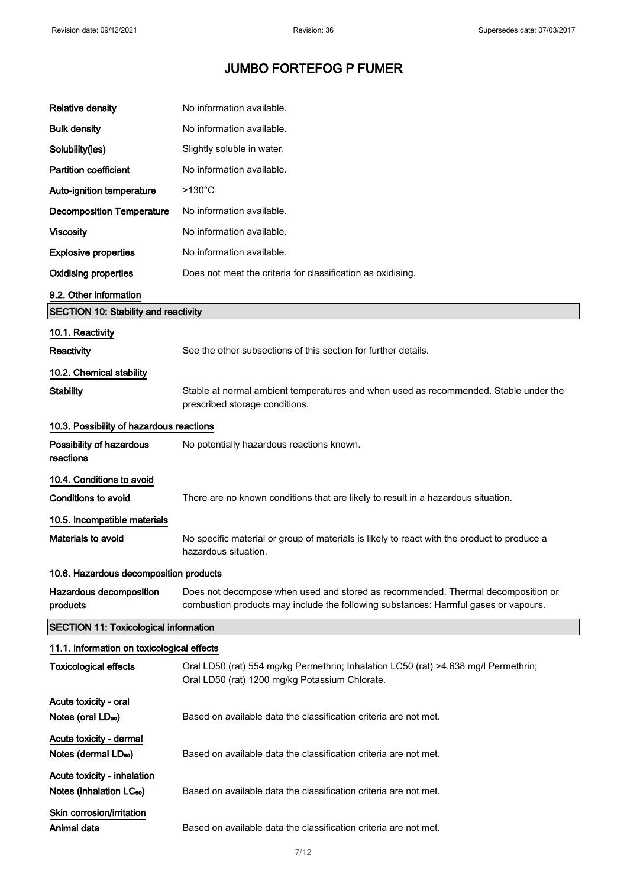# JUMBO FORTEFOG P FUMER

| | |
|---|---|
| **Relative density** | No information available. |
| **Bulk density** | No information available. |
| **Solubility(ies)** | Slightly soluble in water. |
| **Partition coefficient** | No information available. |
| **Auto-ignition temperature** | >130°C |
| **Decomposition Temperature** | No information available. |
| **Viscosity** | No information available. |
| **Explosive properties** | No information available. |
| **Oxidising properties** | Does not meet the criteria for classification as oxidising. |

### 9.2. Other information

## SECTION 10: Stability and reactivity

### 10.1. Reactivity

**Reactivity** See the other subsections of this section for further details.

### 10.2. Chemical stability

**Stability** Stable at normal ambient temperatures and when used as recommended. Stable under the prescribed storage conditions.

### 10.3. Possibility of hazardous reactions

**Possibility of hazardous reactions** No potentially hazardous reactions known.

### 10.4. Conditions to avoid

**Conditions to avoid** There are no known conditions that are likely to result in a hazardous situation.

### 10.5. Incompatible materials

**Materials to avoid** No specific material or group of materials is likely to react with the product to produce a hazardous situation.

### 10.6. Hazardous decomposition products

**Hazardous decomposition products** Does not decompose when used and stored as recommended. Thermal decomposition or combustion products may include the following substances: Harmful gases or vapours.

## SECTION 11: Toxicological information

### 11.1. Information on toxicological effects

**Toxicological effects** Oral LD50 (rat) 554 mg/kg Permethrin; Inhalation LC50 (rat) >4.638 mg/l Permethrin; Oral LD50 (rat) 1200 mg/kg Potassium Chlorate.

**Acute toxicity - oral**

**Notes (oral $LD_{50}$)** Based on available data the classification criteria are not met.

**Acute toxicity - dermal**

**Notes (dermal $LD_{50}$)** Based on available data the classification criteria are not met.

**Acute toxicity - inhalation**

**Notes (inhalation $LC_{50}$)** Based on available data the classification criteria are not met.

**Skin corrosion/irritation**

**Animal data** Based on available data the classification criteria are not met.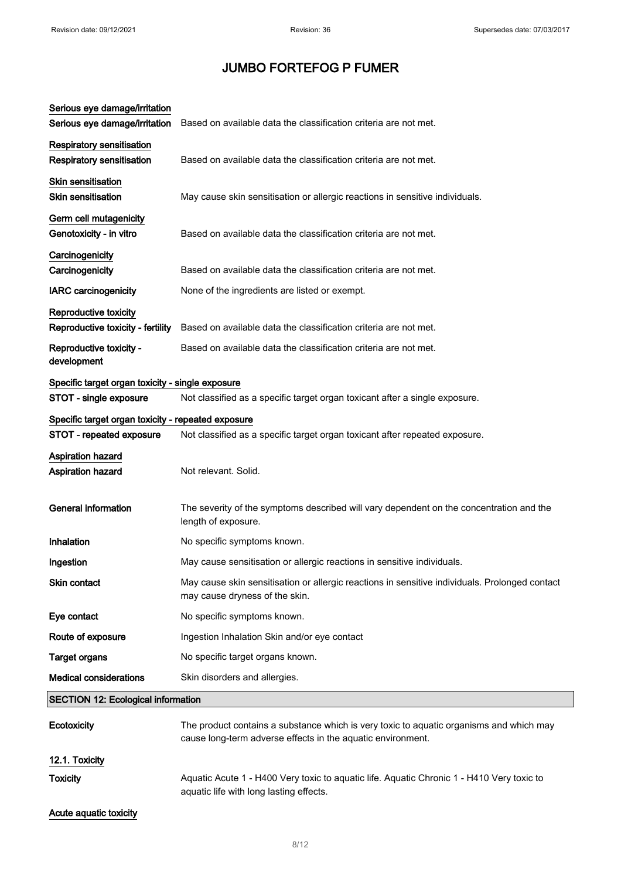# JUMBO FORTEFOG P FUMER

**Serious eye damage/irritation**

| | |
|---|---|
| **Serious eye damage/irritation** | Based on available data the classification criteria are not met. |

**Respiratory sensitisation**

| | |
|---|---|
| **Respiratory sensitisation** | Based on available data the classification criteria are not met. |

**Skin sensitisation**

| | |
|---|---|
| **Skin sensitisation** | May cause skin sensitisation or allergic reactions in sensitive individuals. |

**Germ cell mutagenicity**

| | |
|---|---|
| **Genotoxicity - in vitro** | Based on available data the classification criteria are not met. |

**Carcinogenicity**

| | |
|---|---|
| **Carcinogenicity** | Based on available data the classification criteria are not met. |
| **IARC carcinogenicity** | None of the ingredients are listed or exempt. |

**Reproductive toxicity**

| | |
|---|---|
| **Reproductive toxicity - fertility** | Based on available data the classification criteria are not met. |
| **Reproductive toxicity - development** | Based on available data the classification criteria are not met. |

**Specific target organ toxicity - single exposure**

| | |
|---|---|
| **STOT - single exposure** | Not classified as a specific target organ toxicant after a single exposure. |

**Specific target organ toxicity - repeated exposure**

| | |
|---|---|
| **STOT - repeated exposure** | Not classified as a specific target organ toxicant after repeated exposure. |

**Aspiration hazard**

| | |
|---|---|
| **Aspiration hazard** | Not relevant. Solid. |

| | |
|---|---|
| **General information** | The severity of the symptoms described will vary dependent on the concentration and the length of exposure. |
| **Inhalation** | No specific symptoms known. |
| **Ingestion** | May cause sensitisation or allergic reactions in sensitive individuals. |
| **Skin contact** | May cause skin sensitisation or allergic reactions in sensitive individuals. Prolonged contact may cause dryness of the skin. |
| **Eye contact** | No specific symptoms known. |
| **Route of exposure** | Ingestion Inhalation Skin and/or eye contact |
| **Target organs** | No specific target organs known. |
| **Medical considerations** | Skin disorders and allergies. |

## SECTION 12: Ecological information

| | |
|---|---|
| **Ecotoxicity** | The product contains a substance which is very toxic to aquatic organisms and which may cause long-term adverse effects in the aquatic environment. |

**12.1. Toxicity**

| | |
|---|---|
| **Toxicity** | Aquatic Acute 1 - H400 Very toxic to aquatic life. Aquatic Chronic 1 - H410 Very toxic to aquatic life with long lasting effects. |

**Acute aquatic toxicity**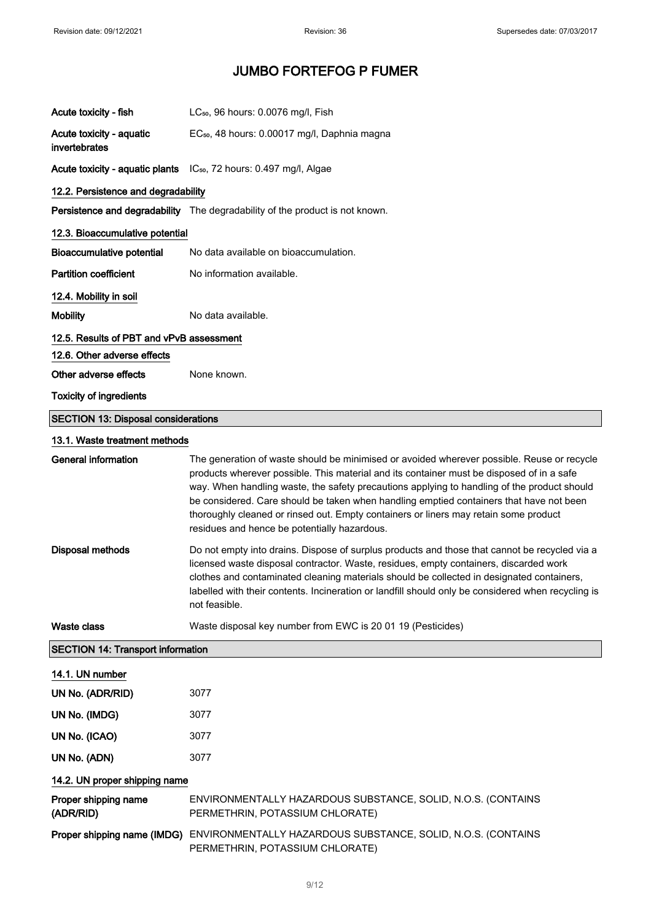| | |
|---|---|
| **Acute toxicity - fish** | $LC_{50}$, 96 hours: 0.0076 mg/l, Fish |
| **Acute toxicity - aquatic invertebrates** | $EC_{50}$, 48 hours: 0.00017 mg/l, Daphnia magna |
| **Acute toxicity - aquatic plants** | $IC_{50}$, 72 hours: 0.497 mg/l, Algae |

### 12.2. Persistence and degradability

| | |
|---|---|
| **Persistence and degradability** | The degradability of the product is not known. |

### 12.3. Bioaccumulative potential

| | |
|---|---|
| **Bioaccumulative potential** | No data available on bioaccumulation. |
| **Partition coefficient** | No information available. |

### 12.4. Mobility in soil

| | |
|---|---|
| **Mobility** | No data available. |

### 12.5. Results of PBT and vPvB assessment

### 12.6. Other adverse effects

| | |
|---|---|
| **Other adverse effects** | None known. |

**Toxicity of ingredients**

## SECTION 13: Disposal considerations

### 13.1. Waste treatment methods

| | |
|---|---|
| **General information** | The generation of waste should be minimised or avoided wherever possible. Reuse or recycle products wherever possible. This material and its container must be disposed of in a safe way. When handling waste, the safety precautions applying to handling of the product should be considered. Care should be taken when handling emptied containers that have not been thoroughly cleaned or rinsed out. Empty containers or liners may retain some product residues and hence be potentially hazardous. |
| **Disposal methods** | Do not empty into drains. Dispose of surplus products and those that cannot be recycled via a licensed waste disposal contractor. Waste, residues, empty containers, discarded work clothes and contaminated cleaning materials should be collected in designated containers, labelled with their contents. Incineration or landfill should only be considered when recycling is not feasible. |
| **Waste class** | Waste disposal key number from EWC is 20 01 19 (Pesticides) |

## SECTION 14: Transport information

### 14.1. UN number

| | |
|---|---|
| **UN No. (ADR/RID)** | 3077 |
| **UN No. (IMDG)** | 3077 |
| **UN No. (ICAO)** | 3077 |
| **UN No. (ADN)** | 3077 |

### 14.2. UN proper shipping name

| | |
|---|---|
| **Proper shipping name (ADR/RID)** | ENVIRONMENTALLY HAZARDOUS SUBSTANCE, SOLID, N.O.S. (CONTAINS PERMETHRIN, POTASSIUM CHLORATE) |
| **Proper shipping name (IMDG)** | ENVIRONMENTALLY HAZARDOUS SUBSTANCE, SOLID, N.O.S. (CONTAINS PERMETHRIN, POTASSIUM CHLORATE) |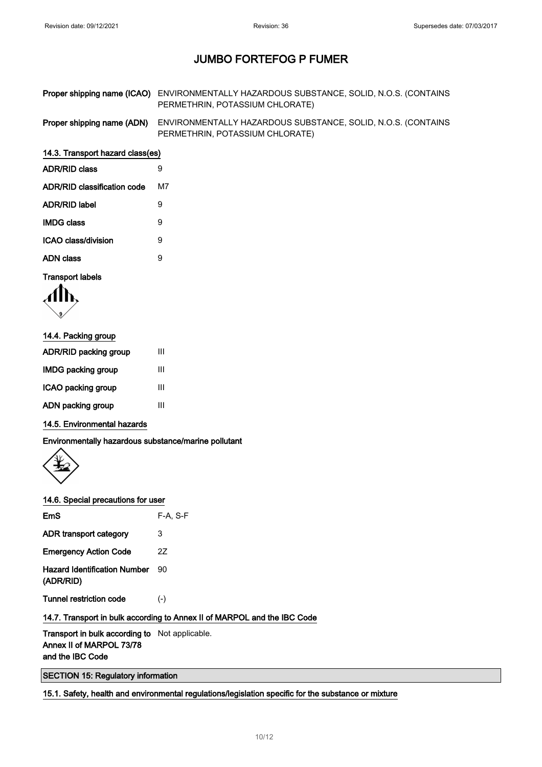# JUMBO FORTEFOG P FUMER

**Proper shipping name (ICAO)** ENVIRONMENTALLY HAZARDOUS SUBSTANCE, SOLID, N.O.S. (CONTAINS PERMETHRIN, POTASSIUM CHLORATE)

**Proper shipping name (ADN)** ENVIRONMENTALLY HAZARDOUS SUBSTANCE, SOLID, N.O.S. (CONTAINS PERMETHRIN, POTASSIUM CHLORATE)

### 14.3. Transport hazard class(es)

**ADR/RID class** 9

**ADR/RID classification code** M7

**ADR/RID label** 9

**IMDG class** 9

**ICAO class/division** 9

**ADN class** 9

**Transport labels**

### 14.4. Packing group

**ADR/RID packing group** III

**IMDG packing group** III

**ICAO packing group** III

**ADN packing group** III

### 14.5. Environmental hazards

**Environmentally hazardous substance/marine pollutant**

### 14.6. Special precautions for user

**EmS** F-A, S-F

**ADR transport category** 3

**Emergency Action Code** 2Z

**Hazard Identification Number (ADR/RID)** 90

**Tunnel restriction code** (-)

### 14.7. Transport in bulk according to Annex II of MARPOL and the IBC Code

**Transport in bulk according to Annex II of MARPOL 73/78 and the IBC Code** Not applicable.

## SECTION 15: Regulatory information

### 15.1. Safety, health and environmental regulations/legislation specific for the substance or mixture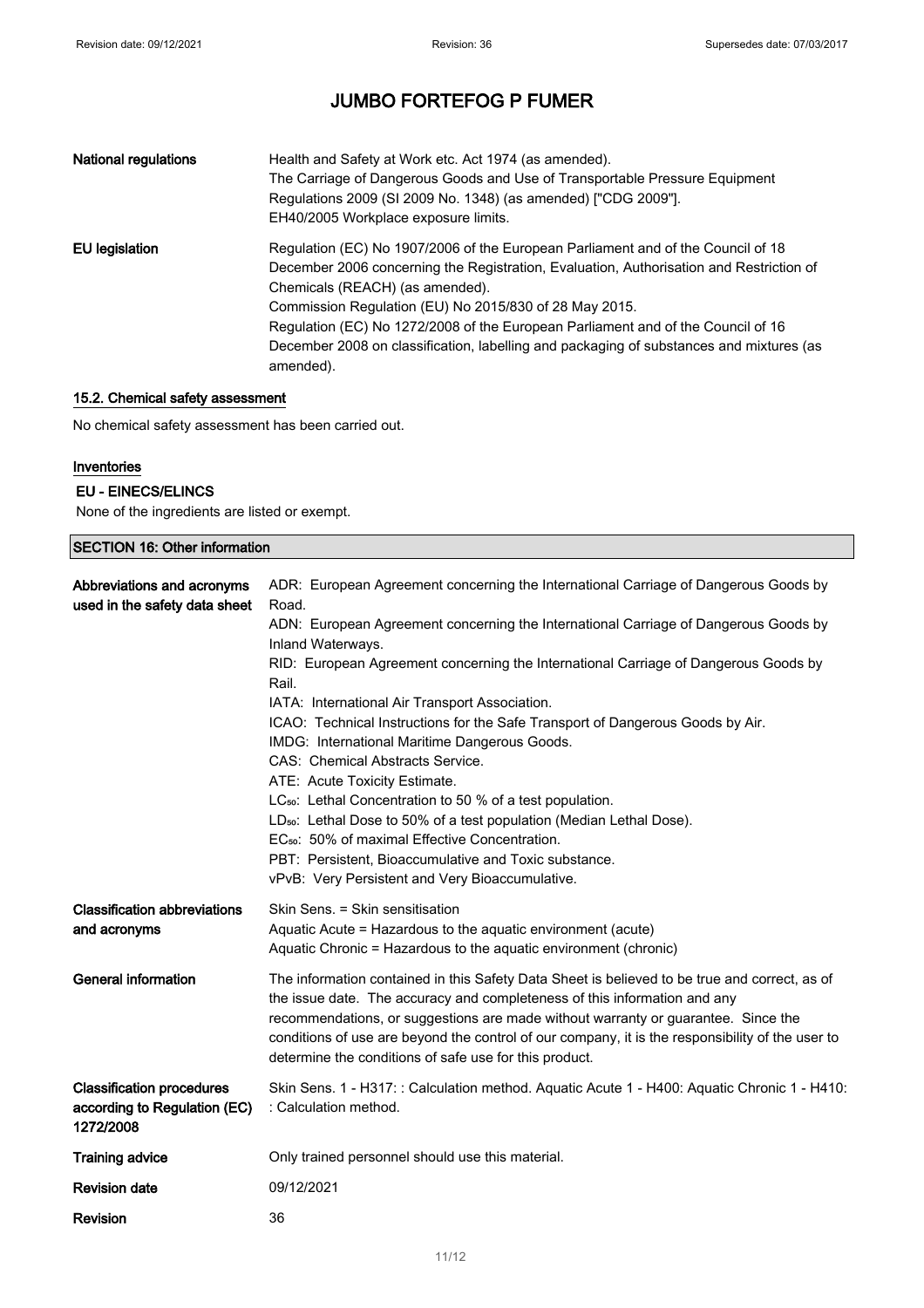| | |
|---|---|
| **National regulations** | Health and Safety at Work etc. Act 1974 (as amended).<br>The Carriage of Dangerous Goods and Use of Transportable Pressure Equipment Regulations 2009 (SI 2009 No. 1348) (as amended) ["CDG 2009"].<br>EH40/2005 Workplace exposure limits. |
| **EU legislation** | Regulation (EC) No 1907/2006 of the European Parliament and of the Council of 18 December 2006 concerning the Registration, Evaluation, Authorisation and Restriction of Chemicals (REACH) (as amended).<br>Commission Regulation (EU) No 2015/830 of 28 May 2015.<br>Regulation (EC) No 1272/2008 of the European Parliament and of the Council of 16 December 2008 on classification, labelling and packaging of substances and mixtures (as amended). |

### 15.2. Chemical safety assessment

No chemical safety assessment has been carried out.

#### Inventories

**EU - EINECS/ELINCS**

None of the ingredients are listed or exempt.

## SECTION 16: Other information

| | |
|---|---|
| **Abbreviations and acronyms used in the safety data sheet** | ADR: European Agreement concerning the International Carriage of Dangerous Goods by Road.<br>ADN: European Agreement concerning the International Carriage of Dangerous Goods by Inland Waterways.<br>RID: European Agreement concerning the International Carriage of Dangerous Goods by Rail.<br>IATA: International Air Transport Association.<br>ICAO: Technical Instructions for the Safe Transport of Dangerous Goods by Air.<br>IMDG: International Maritime Dangerous Goods.<br>CAS: Chemical Abstracts Service.<br>ATE: Acute Toxicity Estimate.<br>$LC_{50}$: Lethal Concentration to 50 % of a test population.<br>$LD_{50}$: Lethal Dose to 50% of a test population (Median Lethal Dose).<br>$EC_{50}$: 50% of maximal Effective Concentration.<br>PBT: Persistent, Bioaccumulative and Toxic substance.<br>vPvB: Very Persistent and Very Bioaccumulative. |
| **Classification abbreviations and acronyms** | Skin Sens. = Skin sensitisation<br>Aquatic Acute = Hazardous to the aquatic environment (acute)<br>Aquatic Chronic = Hazardous to the aquatic environment (chronic) |
| **General information** | The information contained in this Safety Data Sheet is believed to be true and correct, as of the issue date. The accuracy and completeness of this information and any recommendations, or suggestions are made without warranty or guarantee. Since the conditions of use are beyond the control of our company, it is the responsibility of the user to determine the conditions of safe use for this product. |
| **Classification procedures according to Regulation (EC) 1272/2008** | Skin Sens. 1 - H317: : Calculation method. Aquatic Acute 1 - H400: Aquatic Chronic 1 - H410: : Calculation method. |
| **Training advice** | Only trained personnel should use this material. |
| **Revision date** | 09/12/2021 |
| **Revision** | 36 |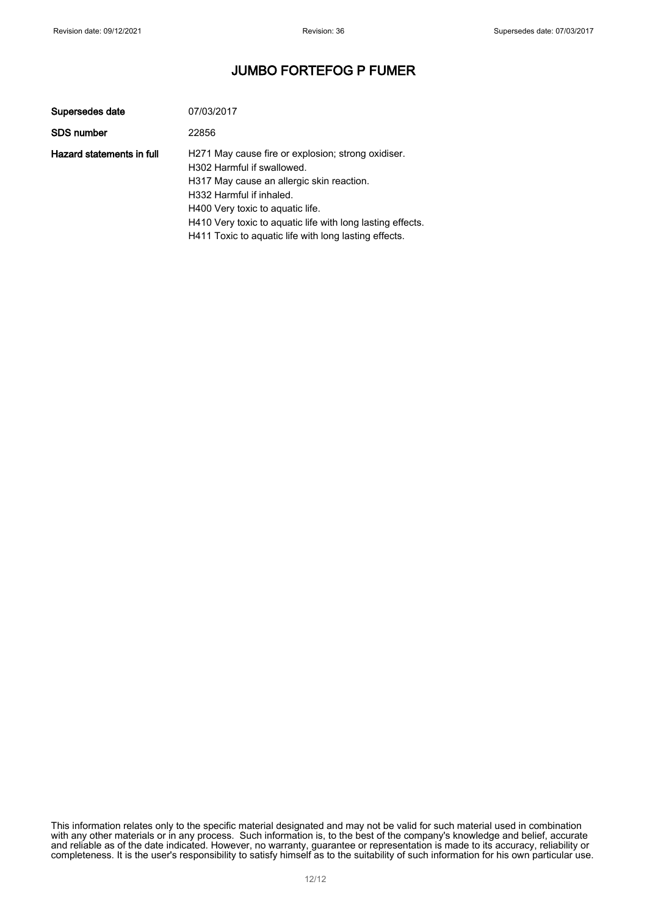# JUMBO FORTEFOG P FUMER

| | |
|---|---|
| **Supersedes date** | 07/03/2017 |
| **SDS number** | 22856 |
| **Hazard statements in full** | H271 May cause fire or explosion; strong oxidiser.<br>H302 Harmful if swallowed.<br>H317 May cause an allergic skin reaction.<br>H332 Harmful if inhaled.<br>H400 Very toxic to aquatic life.<br>H410 Very toxic to aquatic life with long lasting effects.<br>H411 Toxic to aquatic life with long lasting effects. |

This information relates only to the specific material designated and may not be valid for such material used in combination with any other materials or in any process. Such information is, to the best of the company's knowledge and belief, accurate and reliable as of the date indicated. However, no warranty, guarantee or representation is made to its accuracy, reliability or completeness. It is the user's responsibility to satisfy himself as to the suitability of such information for his own particular use.